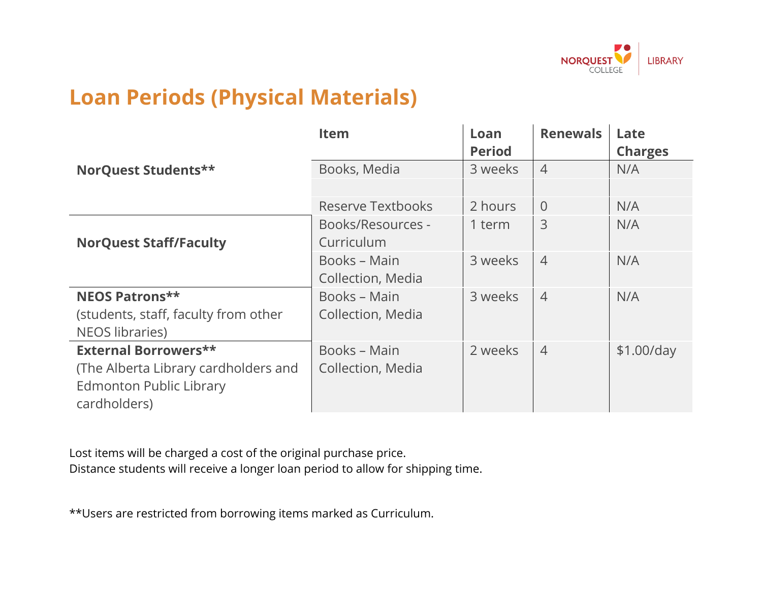# Loan Periods (Physical Materials)

| | Item | Loan Period | Renewals | Late Charges |
|---|---|---|---|---|
| **NorQuest Students**** | Books, Media | 3 weeks | 4 | N/A |
| | | | | |
| | Reserve Textbooks | 2 hours | 0 | N/A |
| **NorQuest Staff/Faculty** | Books/Resources - Curriculum | 1 term | 3 | N/A |
| | Books – Main Collection, Media | 3 weeks | 4 | N/A |
| **NEOS Patrons**** (students, staff, faculty from other NEOS libraries) | Books – Main Collection, Media | 3 weeks | 4 | N/A |
| **External Borrowers**** (The Alberta Library cardholders and Edmonton Public Library cardholders) | Books – Main Collection, Media | 2 weeks | 4 | $1.00/day |

Lost items will be charged a cost of the original purchase price.
Distance students will receive a longer loan period to allow for shipping time.

**Users are restricted from borrowing items marked as Curriculum.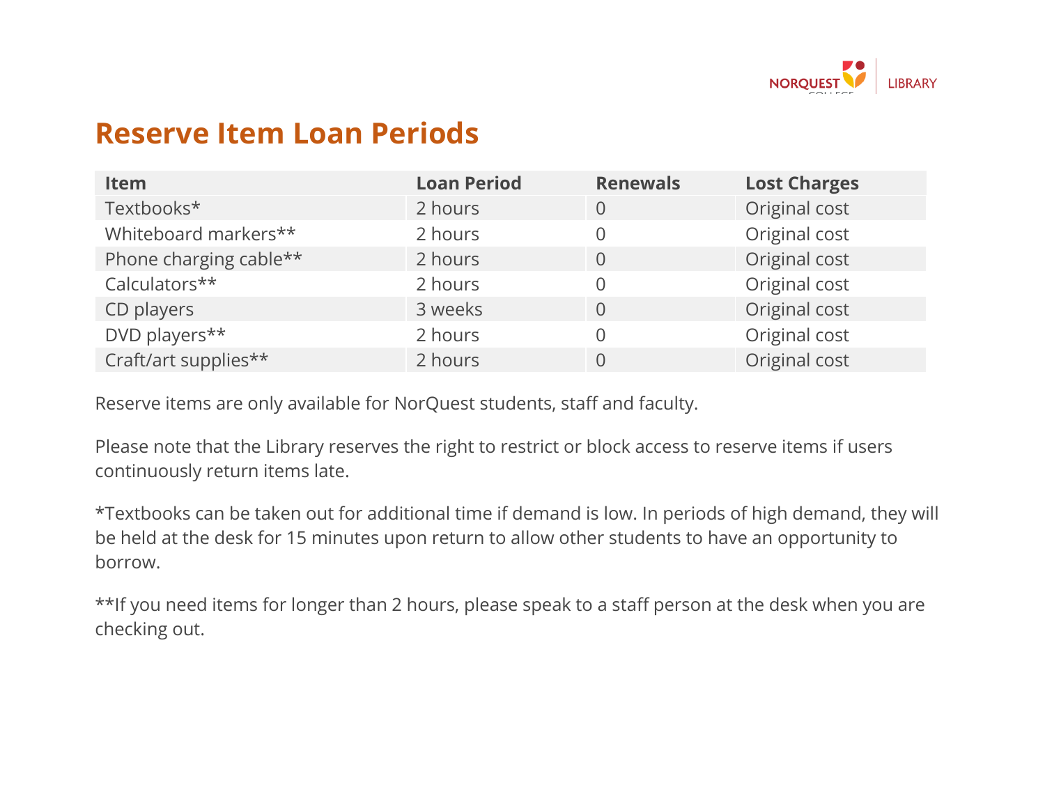# Reserve Item Loan Periods

| Item | Loan Period | Renewals | Lost Charges |
|---|---|---|---|
| Textbooks* | 2 hours | 0 | Original cost |
| Whiteboard markers** | 2 hours | 0 | Original cost |
| Phone charging cable** | 2 hours | 0 | Original cost |
| Calculators** | 2 hours | 0 | Original cost |
| CD players | 3 weeks | 0 | Original cost |
| DVD players** | 2 hours | 0 | Original cost |
| Craft/art supplies** | 2 hours | 0 | Original cost |

Reserve items are only available for NorQuest students, staff and faculty.

Please note that the Library reserves the right to restrict or block access to reserve items if users continuously return items late.

*Textbooks can be taken out for additional time if demand is low. In periods of high demand, they will be held at the desk for 15 minutes upon return to allow other students to have an opportunity to borrow.

**If you need items for longer than 2 hours, please speak to a staff person at the desk when you are checking out.